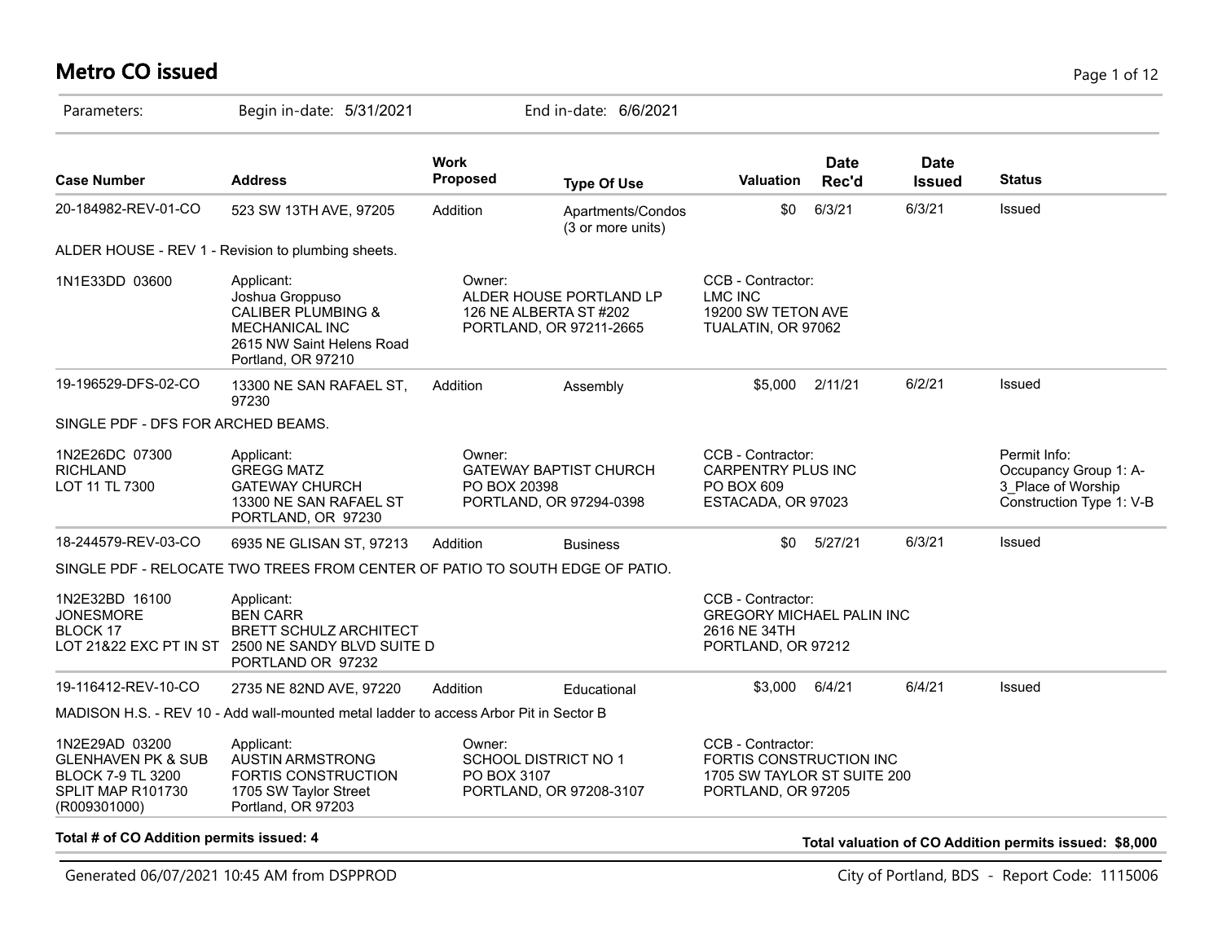# Metro CO issued

Parameters: Begin in-date: 5/31/2021 End in-date: 6/6/2021

| Case Number | Address | Work Proposed | Type Of Use | Valuation | Date Rec'd | Date Issued | Status |
|---|---|---|---|---|---|---|---|
| 20-184982-REV-01-CO | 523 SW 13TH AVE, 97205 | Addition | Apartments/Condos (3 or more units) | $0 | 6/3/21 | 6/3/21 | Issued |

ALDER HOUSE - REV 1 - Revision to plumbing sheets.

1N1E33DD 03600

Applicant:
Joshua Groppuso
CALIBER PLUMBING & MECHANICAL INC
2615 NW Saint Helens Road
Portland, OR 97210

Owner:
ALDER HOUSE PORTLAND LP
126 NE ALBERTA ST #202
PORTLAND, OR 97211-2665

CCB - Contractor:
LMC INC
19200 SW TETON AVE
TUALATIN, OR 97062

| Case Number | Address | Work Proposed | Type Of Use | Valuation | Date Rec'd | Date Issued | Status |
|---|---|---|---|---|---|---|---|
| 19-196529-DFS-02-CO | 13300 NE SAN RAFAEL ST, 97230 | Addition | Assembly | $5,000 | 2/11/21 | 6/2/21 | Issued |

SINGLE PDF - DFS FOR ARCHED BEAMS.

1N2E26DC 07300
RICHLAND
LOT 11 TL 7300

Applicant:
GREGG MATZ
GATEWAY CHURCH
13300 NE SAN RAFAEL ST
PORTLAND, OR 97230

Owner:
GATEWAY BAPTIST CHURCH
PO BOX 20398
PORTLAND, OR 97294-0398

CCB - Contractor:
CARPENTRY PLUS INC
PO BOX 609
ESTACADA, OR 97023

Permit Info:
Occupancy Group 1: A-3_Place of Worship
Construction Type 1: V-B

| Case Number | Address | Work Proposed | Type Of Use | Valuation | Date Rec'd | Date Issued | Status |
|---|---|---|---|---|---|---|---|
| 18-244579-REV-03-CO | 6935 NE GLISAN ST, 97213 | Addition | Business | $0 | 5/27/21 | 6/3/21 | Issued |

SINGLE PDF - RELOCATE TWO TREES FROM CENTER OF PATIO TO SOUTH EDGE OF PATIO.

1N2E32BD 16100
JONESMORE
BLOCK 17
LOT 21&22 EXC PT IN ST

Applicant:
BEN CARR
BRETT SCHULZ ARCHITECT
2500 NE SANDY BLVD SUITE D
PORTLAND OR 97232

CCB - Contractor:
GREGORY MICHAEL PALIN INC
2616 NE 34TH
PORTLAND, OR 97212

| Case Number | Address | Work Proposed | Type Of Use | Valuation | Date Rec'd | Date Issued | Status |
|---|---|---|---|---|---|---|---|
| 19-116412-REV-10-CO | 2735 NE 82ND AVE, 97220 | Addition | Educational | $3,000 | 6/4/21 | 6/4/21 | Issued |

MADISON H.S. - REV 10 - Add wall-mounted metal ladder to access Arbor Pit in Sector B

1N2E29AD 03200
GLENHAVEN PK & SUB
BLOCK 7-9 TL 3200
SPLIT MAP R101730 (R009301000)

Applicant:
AUSTIN ARMSTRONG
FORTIS CONSTRUCTION
1705 SW Taylor Street
Portland, OR 97203

Owner:
SCHOOL DISTRICT NO 1
PO BOX 3107
PORTLAND, OR 97208-3107

CCB - Contractor:
FORTIS CONSTRUCTION INC
1705 SW TAYLOR ST SUITE 200
PORTLAND, OR 97205

**Total # of CO Addition permits issued: 4**

**Total valuation of CO Addition permits issued: $8,000**

Generated 06/07/2021 10:45 AM from DSPPROD

City of Portland, BDS - Report Code: 1115006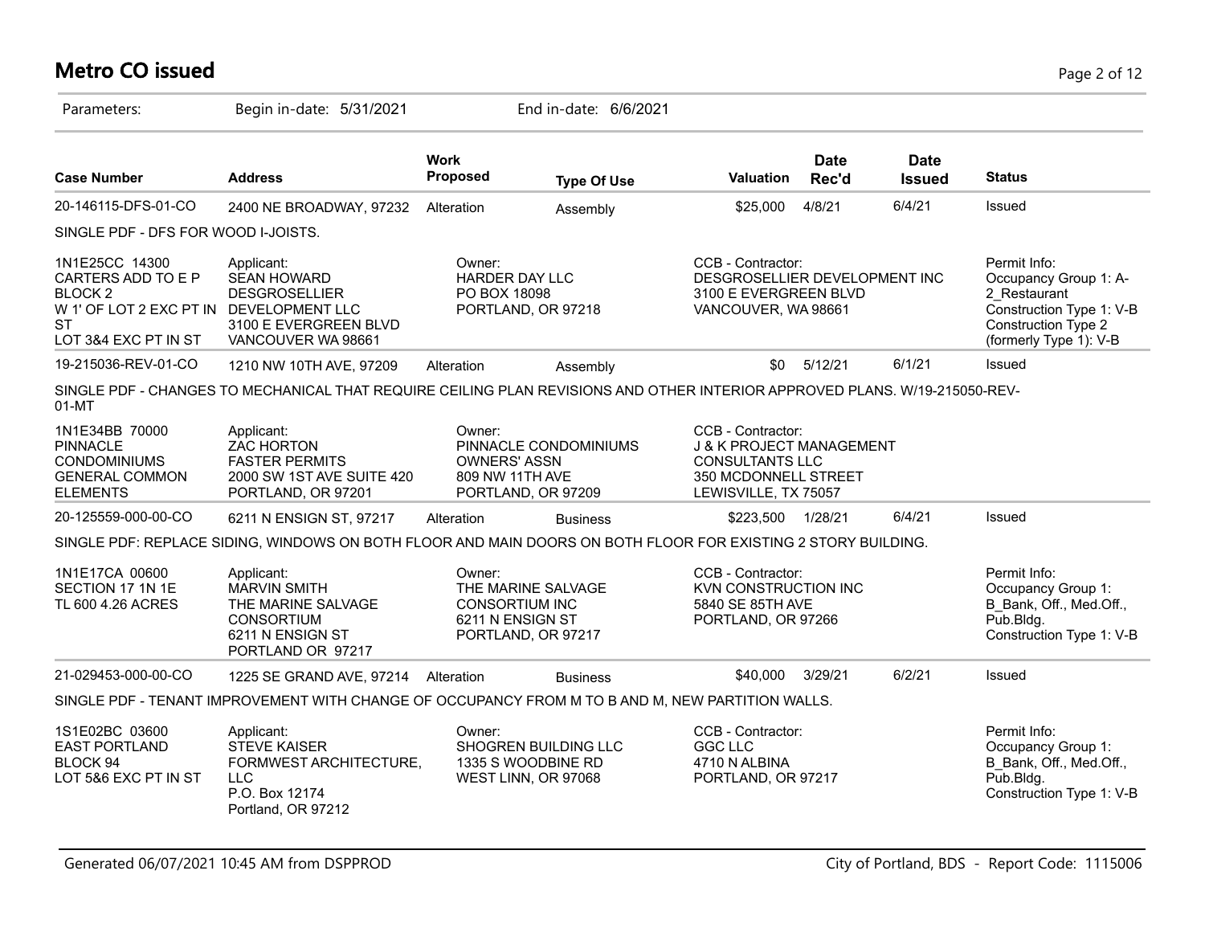# Metro CO issued

Parameters: Begin in-date: 5/31/2021 End in-date: 6/6/2021

| Case Number | Address | Work Proposed | Type Of Use | Valuation | Date Rec'd | Date Issued | Status |
|---|---|---|---|---|---|---|---|
| 20-146115-DFS-01-CO | 2400 NE BROADWAY, 97232 | Alteration | Assembly | $25,000 | 4/8/21 | 6/4/21 | Issued |

SINGLE PDF - DFS FOR WOOD I-JOISTS.

| | | | | |
|---|---|---|---|---|
| 1N1E25CC 14300<br>CARTERS ADD TO E P<br>BLOCK 2<br>W 1' OF LOT 2 EXC PT IN ST<br>LOT 3&4 EXC PT IN ST | Applicant:<br>SEAN HOWARD<br>DESGROSELLIER<br>DEVELOPMENT LLC<br>3100 E EVERGREEN BLVD<br>VANCOUVER WA 98661 | Owner:<br>HARDER DAY LLC<br>PO BOX 18098<br>PORTLAND, OR 97218 | CCB - Contractor:<br>DESGROSELLIER DEVELOPMENT INC<br>3100 E EVERGREEN BLVD<br>VANCOUVER, WA 98661 | Permit Info:<br>Occupancy Group 1: A-2_Restaurant<br>Construction Type 1: V-B<br>Construction Type 2 (formerly Type 1): V-B |

| Case Number | Address | Work Proposed | Type Of Use | Valuation | Date Rec'd | Date Issued | Status |
|---|---|---|---|---|---|---|---|
| 19-215036-REV-01-CO | 1210 NW 10TH AVE, 97209 | Alteration | Assembly | $0 | 5/12/21 | 6/1/21 | Issued |

SINGLE PDF - CHANGES TO MECHANICAL THAT REQUIRE CEILING PLAN REVISIONS AND OTHER INTERIOR APPROVED PLANS. W/19-215050-REV-01-MT

| | | | |
|---|---|---|---|
| 1N1E34BB 70000<br>PINNACLE<br>CONDOMINIUMS<br>GENERAL COMMON<br>ELEMENTS | Applicant:<br>ZAC HORTON<br>FASTER PERMITS<br>2000 SW 1ST AVE SUITE 420<br>PORTLAND, OR 97201 | Owner:<br>PINNACLE CONDOMINIUMS<br>OWNERS' ASSN<br>809 NW 11TH AVE<br>PORTLAND, OR 97209 | CCB - Contractor:<br>J & K PROJECT MANAGEMENT<br>CONSULTANTS LLC<br>350 MCDONNELL STREET<br>LEWISVILLE, TX 75057 |

| Case Number | Address | Work Proposed | Type Of Use | Valuation | Date Rec'd | Date Issued | Status |
|---|---|---|---|---|---|---|---|
| 20-125559-000-00-CO | 6211 N ENSIGN ST, 97217 | Alteration | Business | $223,500 | 1/28/21 | 6/4/21 | Issued |

SINGLE PDF: REPLACE SIDING, WINDOWS ON BOTH FLOOR AND MAIN DOORS ON BOTH FLOOR FOR EXISTING 2 STORY BUILDING.

| | | | | |
|---|---|---|---|---|
| 1N1E17CA 00600<br>SECTION 17 1N 1E<br>TL 600 4.26 ACRES | Applicant:<br>MARVIN SMITH<br>THE MARINE SALVAGE<br>CONSORTIUM<br>6211 N ENSIGN ST<br>PORTLAND OR 97217 | Owner:<br>THE MARINE SALVAGE<br>CONSORTIUM INC<br>6211 N ENSIGN ST<br>PORTLAND, OR 97217 | CCB - Contractor:<br>KVN CONSTRUCTION INC<br>5840 SE 85TH AVE<br>PORTLAND, OR 97266 | Permit Info:<br>Occupancy Group 1: B_Bank, Off., Med.Off., Pub.Bldg.<br>Construction Type 1: V-B |

| Case Number | Address | Work Proposed | Type Of Use | Valuation | Date Rec'd | Date Issued | Status |
|---|---|---|---|---|---|---|---|
| 21-029453-000-00-CO | 1225 SE GRAND AVE, 97214 | Alteration | Business | $40,000 | 3/29/21 | 6/2/21 | Issued |

SINGLE PDF - TENANT IMPROVEMENT WITH CHANGE OF OCCUPANCY FROM M TO B AND M, NEW PARTITION WALLS.

| | | | | |
|---|---|---|---|---|
| 1S1E02BC 03600<br>EAST PORTLAND<br>BLOCK 94<br>LOT 5&6 EXC PT IN ST | Applicant:<br>STEVE KAISER<br>FORMWEST ARCHITECTURE, LLC<br>P.O. Box 12174<br>Portland, OR 97212 | Owner:<br>SHOGREN BUILDING LLC<br>1335 S WOODBINE RD<br>WEST LINN, OR 97068 | CCB - Contractor:<br>GGC LLC<br>4710 N ALBINA<br>PORTLAND, OR 97217 | Permit Info:<br>Occupancy Group 1: B_Bank, Off., Med.Off., Pub.Bldg.<br>Construction Type 1: V-B |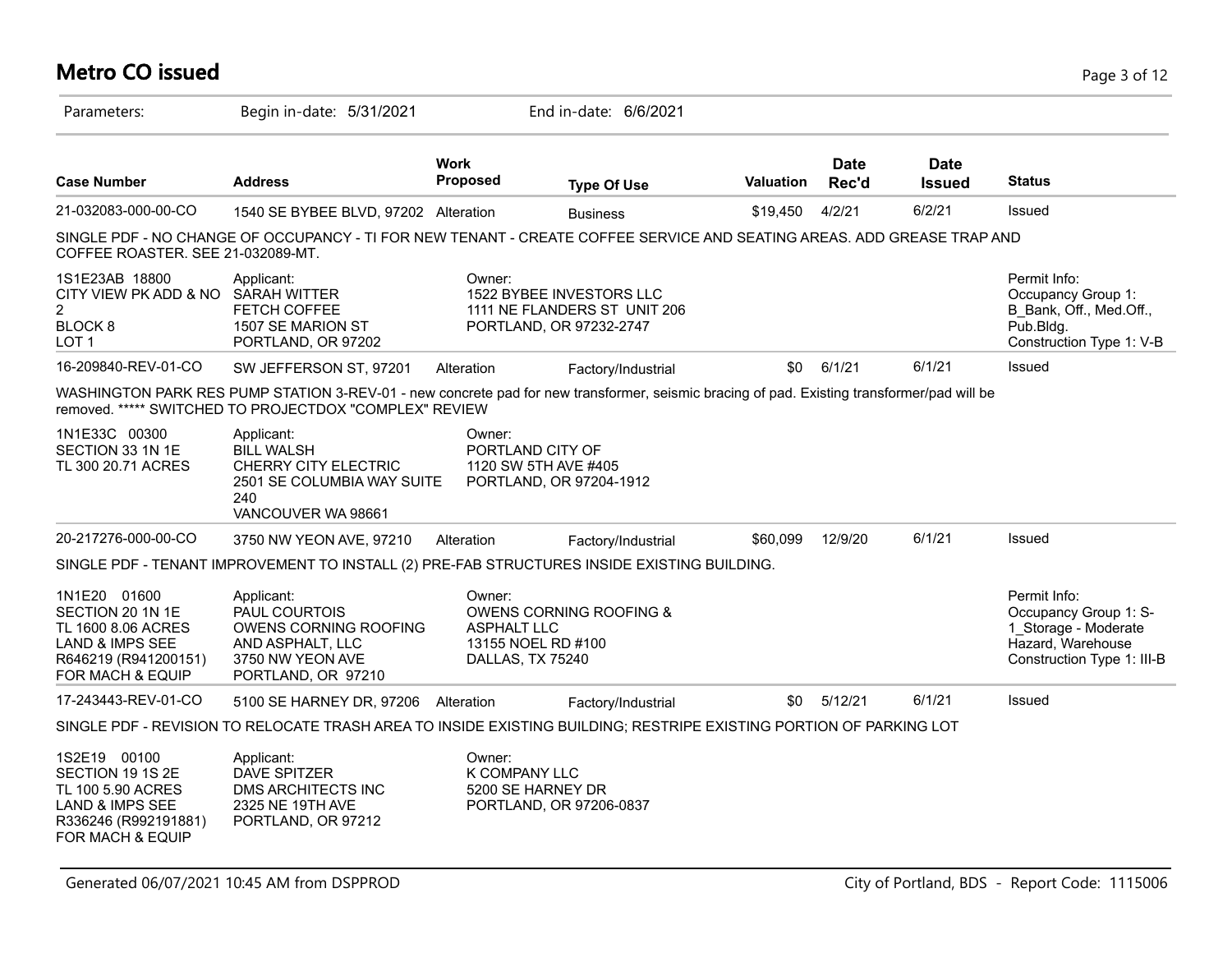# Metro CO issued

Parameters: Begin in-date: 5/31/2021 End in-date: 6/6/2021

| Case Number | Address | Work Proposed | Type Of Use | Valuation | Date Rec'd | Date Issued | Status |
|---|---|---|---|---|---|---|---|
| 21-032083-000-00-CO | 1540 SE BYBEE BLVD, 97202 | Alteration | Business | $19,450 | 4/2/21 | 6/2/21 | Issued |

SINGLE PDF - NO CHANGE OF OCCUPANCY - TI FOR NEW TENANT - CREATE COFFEE SERVICE AND SEATING AREAS. ADD GREASE TRAP AND COFFEE ROASTER. SEE 21-032089-MT.

1S1E23AB 18800
CITY VIEW PK ADD & NO 2
BLOCK 8
LOT 1

Applicant:
SARAH WITTER
FETCH COFFEE
1507 SE MARION ST
PORTLAND, OR 97202

Owner:
1522 BYBEE INVESTORS LLC
1111 NE FLANDERS ST UNIT 206
PORTLAND, OR 97232-2747

Permit Info:
Occupancy Group 1: B_Bank, Off., Med.Off., Pub.Bldg.
Construction Type 1: V-B

| Case Number | Address | Work Proposed | Type Of Use | Valuation | Date Rec'd | Date Issued | Status |
|---|---|---|---|---|---|---|---|
| 16-209840-REV-01-CO | SW JEFFERSON ST, 97201 | Alteration | Factory/Industrial | $0 | 6/1/21 | 6/1/21 | Issued |

WASHINGTON PARK RES PUMP STATION 3-REV-01 - new concrete pad for new transformer, seismic bracing of pad. Existing transformer/pad will be removed. ***** SWITCHED TO PROJECTDOX "COMPLEX" REVIEW

1N1E33C 00300
SECTION 33 1N 1E
TL 300 20.71 ACRES

Applicant:
BILL WALSH
CHERRY CITY ELECTRIC
2501 SE COLUMBIA WAY SUITE 240
VANCOUVER WA 98661

Owner:
PORTLAND CITY OF
1120 SW 5TH AVE #405
PORTLAND, OR 97204-1912

| Case Number | Address | Work Proposed | Type Of Use | Valuation | Date Rec'd | Date Issued | Status |
|---|---|---|---|---|---|---|---|
| 20-217276-000-00-CO | 3750 NW YEON AVE, 97210 | Alteration | Factory/Industrial | $60,099 | 12/9/20 | 6/1/21 | Issued |

SINGLE PDF - TENANT IMPROVEMENT TO INSTALL (2) PRE-FAB STRUCTURES INSIDE EXISTING BUILDING.

1N1E20 01600
SECTION 20 1N 1E
TL 1600 8.06 ACRES
LAND & IMPS SEE R646219 (R941200151) FOR MACH & EQUIP

Applicant:
PAUL COURTOIS
OWENS CORNING ROOFING AND ASPHALT, LLC
3750 NW YEON AVE
PORTLAND, OR 97210

Owner:
OWENS CORNING ROOFING & ASPHALT LLC
13155 NOEL RD #100
DALLAS, TX 75240

Permit Info:
Occupancy Group 1: S-1_Storage - Moderate Hazard, Warehouse
Construction Type 1: III-B

| Case Number | Address | Work Proposed | Type Of Use | Valuation | Date Rec'd | Date Issued | Status |
|---|---|---|---|---|---|---|---|
| 17-243443-REV-01-CO | 5100 SE HARNEY DR, 97206 | Alteration | Factory/Industrial | $0 | 5/12/21 | 6/1/21 | Issued |

SINGLE PDF - REVISION TO RELOCATE TRASH AREA TO INSIDE EXISTING BUILDING; RESTRIPE EXISTING PORTION OF PARKING LOT

1S2E19 00100
SECTION 19 1S 2E
TL 100 5.90 ACRES
LAND & IMPS SEE R336246 (R992191881) FOR MACH & EQUIP

Applicant:
DAVE SPITZER
DMS ARCHITECTS INC
2325 NE 19TH AVE
PORTLAND, OR 97212

Owner:
K COMPANY LLC
5200 SE HARNEY DR
PORTLAND, OR 97206-0837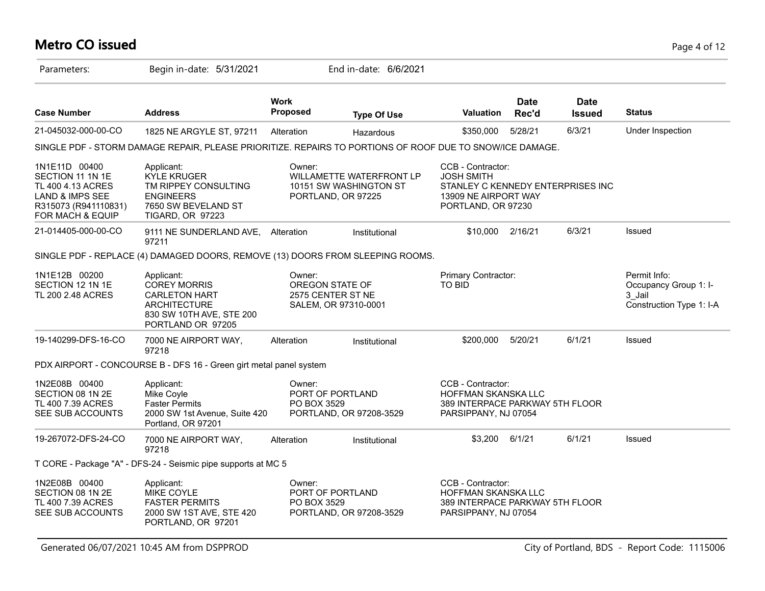# Metro CO issued

Parameters: Begin in-date: 5/31/2021 End in-date: 6/6/2021

| Case Number | Address | Work Proposed | Type Of Use | Valuation | Date Rec'd | Date Issued | Status |
|---|---|---|---|---|---|---|---|
| 21-045032-000-00-CO | 1825 NE ARGYLE ST, 97211 | Alteration | Hazardous | $350,000 | 5/28/21 | 6/3/21 | Under Inspection |

SINGLE PDF - STORM DAMAGE REPAIR, PLEASE PRIORITIZE. REPAIRS TO PORTIONS OF ROOF DUE TO SNOW/ICE DAMAGE.

1N1E11D 00400
SECTION 11 1N 1E
TL 400 4.13 ACRES
LAND & IMPS SEE R315073 (R941110831) FOR MACH & EQUIP

Applicant:
KYLE KRUGER
TM RIPPEY CONSULTING ENGINEERS
7650 SW BEVELAND ST
TIGARD, OR 97223

Owner:
WILLAMETTE WATERFRONT LP
10151 SW WASHINGTON ST
PORTLAND, OR 97225

CCB - Contractor:
JOSH SMITH
STANLEY C KENNEDY ENTERPRISES INC
13909 NE AIRPORT WAY
PORTLAND, OR 97230

| Case Number | Address | Work Proposed | Type Of Use | Valuation | Date Rec'd | Date Issued | Status |
|---|---|---|---|---|---|---|---|
| 21-014405-000-00-CO | 9111 NE SUNDERLAND AVE, 97211 | Alteration | Institutional | $10,000 | 2/16/21 | 6/3/21 | Issued |

SINGLE PDF - REPLACE (4) DAMAGED DOORS, REMOVE (13) DOORS FROM SLEEPING ROOMS.

1N1E12B 00200
SECTION 12 1N 1E
TL 200 2.48 ACRES

Applicant:
COREY MORRIS
CARLETON HART ARCHITECTURE
830 SW 10TH AVE, STE 200
PORTLAND OR 97205

Owner:
OREGON STATE OF
2575 CENTER ST NE
SALEM, OR 97310-0001

Primary Contractor:
TO BID

Permit Info:
Occupancy Group 1: I-3_Jail
Construction Type 1: I-A

| Case Number | Address | Work Proposed | Type Of Use | Valuation | Date Rec'd | Date Issued | Status |
|---|---|---|---|---|---|---|---|
| 19-140299-DFS-16-CO | 7000 NE AIRPORT WAY, 97218 | Alteration | Institutional | $200,000 | 5/20/21 | 6/1/21 | Issued |

PDX AIRPORT - CONCOURSE B - DFS 16 - Green girt metal panel system

1N2E08B 00400
SECTION 08 1N 2E
TL 400 7.39 ACRES
SEE SUB ACCOUNTS

Applicant:
Mike Coyle
Faster Permits
2000 SW 1st Avenue, Suite 420
Portland, OR 97201

Owner:
PORT OF PORTLAND
PO BOX 3529
PORTLAND, OR 97208-3529

CCB - Contractor:
HOFFMAN SKANSKA LLC
389 INTERPACE PARKWAY 5TH FLOOR
PARSIPPANY, NJ 07054

| Case Number | Address | Work Proposed | Type Of Use | Valuation | Date Rec'd | Date Issued | Status |
|---|---|---|---|---|---|---|---|
| 19-267072-DFS-24-CO | 7000 NE AIRPORT WAY, 97218 | Alteration | Institutional | $3,200 | 6/1/21 | 6/1/21 | Issued |

T CORE - Package "A" - DFS-24 - Seismic pipe supports at MC 5

1N2E08B 00400
SECTION 08 1N 2E
TL 400 7.39 ACRES
SEE SUB ACCOUNTS

Applicant:
MIKE COYLE
FASTER PERMITS
2000 SW 1ST AVE, STE 420
PORTLAND, OR 97201

Owner:
PORT OF PORTLAND
PO BOX 3529
PORTLAND, OR 97208-3529

CCB - Contractor:
HOFFMAN SKANSKA LLC
389 INTERPACE PARKWAY 5TH FLOOR
PARSIPPANY, NJ 07054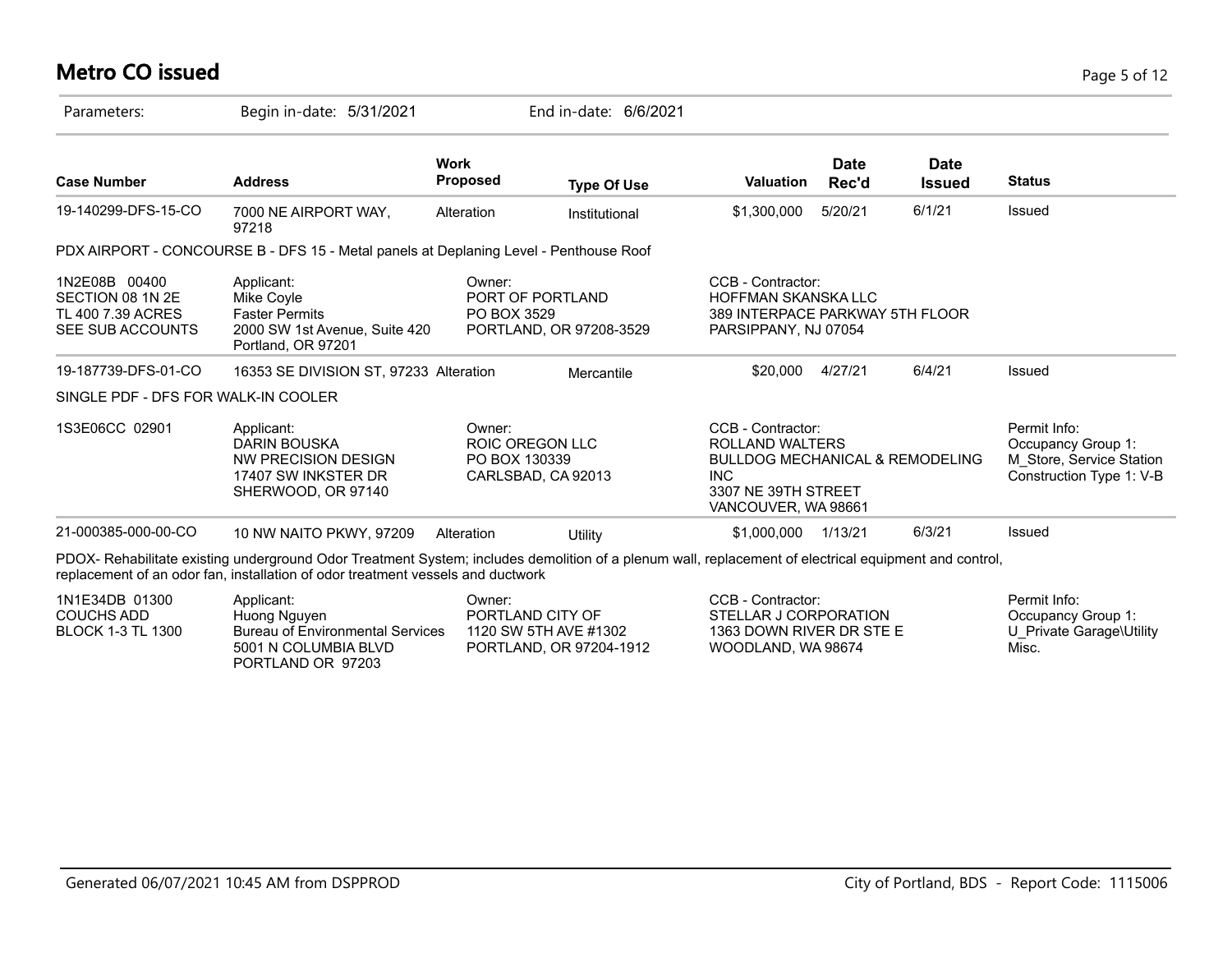# Metro CO issued

Parameters: Begin in-date: 5/31/2021 End in-date: 6/6/2021

| Case Number | Address | Work Proposed | Type Of Use | Valuation | Date Rec'd | Date Issued | Status |
|---|---|---|---|---|---|---|---|
| 19-140299-DFS-15-CO | 7000 NE AIRPORT WAY, 97218 | Alteration | Institutional | $1,300,000 | 5/20/21 | 6/1/21 | Issued |

PDX AIRPORT - CONCOURSE B - DFS 15 - Metal panels at Deplaning Level - Penthouse Roof

1N2E08B 00400
SECTION 08 1N 2E
TL 400 7.39 ACRES
SEE SUB ACCOUNTS

Applicant:
Mike Coyle
Faster Permits
2000 SW 1st Avenue, Suite 420
Portland, OR 97201

Owner:
PORT OF PORTLAND
PO BOX 3529
PORTLAND, OR 97208-3529

CCB - Contractor:
HOFFMAN SKANSKA LLC
389 INTERPACE PARKWAY 5TH FLOOR
PARSIPPANY, NJ 07054

| Case Number | Address | Work Proposed | Type Of Use | Valuation | Date Rec'd | Date Issued | Status |
|---|---|---|---|---|---|---|---|
| 19-187739-DFS-01-CO | 16353 SE DIVISION ST, 97233 | Alteration | Mercantile | $20,000 | 4/27/21 | 6/4/21 | Issued |

SINGLE PDF - DFS FOR WALK-IN COOLER

1S3E06CC 02901

Applicant:
DARIN BOUSKA
NW PRECISION DESIGN
17407 SW INKSTER DR
SHERWOOD, OR 97140

Owner:
ROIC OREGON LLC
PO BOX 130339
CARLSBAD, CA 92013

CCB - Contractor:
ROLLAND WALTERS
BULLDOG MECHANICAL & REMODELING INC
3307 NE 39TH STREET
VANCOUVER, WA 98661

Permit Info:
Occupancy Group 1: M_Store, Service Station
Construction Type 1: V-B

| Case Number | Address | Work Proposed | Type Of Use | Valuation | Date Rec'd | Date Issued | Status |
|---|---|---|---|---|---|---|---|
| 21-000385-000-00-CO | 10 NW NAITO PKWY, 97209 | Alteration | Utility | $1,000,000 | 1/13/21 | 6/3/21 | Issued |

PDOX- Rehabilitate existing underground Odor Treatment System; includes demolition of a plenum wall, replacement of electrical equipment and control, replacement of an odor fan, installation of odor treatment vessels and ductwork

1N1E34DB 01300
COUCHS ADD
BLOCK 1-3 TL 1300

Applicant:
Huong Nguyen
Bureau of Environmental Services
5001 N COLUMBIA BLVD
PORTLAND OR 97203

Owner:
PORTLAND CITY OF
1120 SW 5TH AVE #1302
PORTLAND, OR 97204-1912

CCB - Contractor:
STELLAR J CORPORATION
1363 DOWN RIVER DR STE E
WOODLAND, WA 98674

Permit Info:
Occupancy Group 1: U_Private Garage\Utility Misc.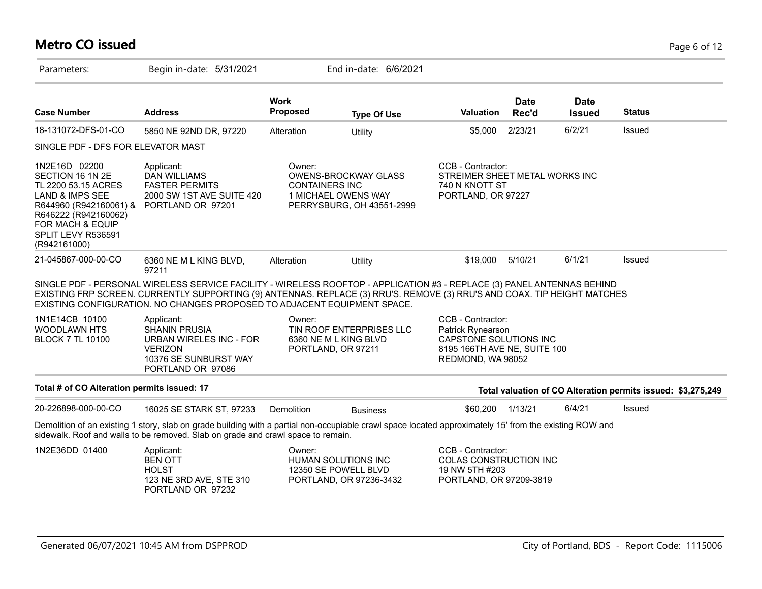# Metro CO issued

Parameters: Begin in-date: 5/31/2021 End in-date: 6/6/2021

| Case Number | Address | Work Proposed | Type Of Use | Valuation | Date Rec'd | Date Issued | Status |
|---|---|---|---|---|---|---|---|
| 18-131072-DFS-01-CO | 5850 NE 92ND DR, 97220 | Alteration | Utility | $5,000 | 2/23/21 | 6/2/21 | Issued |

SINGLE PDF - DFS FOR ELEVATOR MAST

1N2E16D 02200
SECTION 16 1N 2E
TL 2200 53.15 ACRES
LAND & IMPS SEE
R644960 (R942160061) &
R646222 (R942160062)
FOR MACH & EQUIP
SPLIT LEVY R536591
(R942161000)

Applicant:
DAN WILLIAMS
FASTER PERMITS
2000 SW 1ST AVE SUITE 420
PORTLAND OR 97201

Owner:
OWENS-BROCKWAY GLASS
CONTAINERS INC
1 MICHAEL OWENS WAY
PERRYSBURG, OH 43551-2999

CCB - Contractor:
STREIMER SHEET METAL WORKS INC
740 N KNOTT ST
PORTLAND, OR 97227

| Case Number | Address | Work Proposed | Type Of Use | Valuation | Date Rec'd | Date Issued | Status |
|---|---|---|---|---|---|---|---|
| 21-045867-000-00-CO | 6360 NE M L KING BLVD, 97211 | Alteration | Utility | $19,000 | 5/10/21 | 6/1/21 | Issued |

SINGLE PDF - PERSONAL WIRELESS SERVICE FACILITY - WIRELESS ROOFTOP - APPLICATION #3 - REPLACE (3) PANEL ANTENNAS BEHIND EXISTING FRP SCREEN. CURRENTLY SUPPORTING (9) ANTENNAS. REPLACE (3) RRU'S. REMOVE (3) RRU'S AND COAX. TIP HEIGHT MATCHES EXISTING CONFIGURATION. NO CHANGES PROPOSED TO ADJACENT EQUIPMENT SPACE.

1N1E14CB 10100
WOODLAWN HTS
BLOCK 7 TL 10100

Applicant:
SHANIN PRUSIA
URBAN WIRELES INC - FOR
VERIZON
10376 SE SUNBURST WAY
PORTLAND OR 97086

Owner:
TIN ROOF ENTERPRISES LLC
6360 NE M L KING BLVD
PORTLAND, OR 97211

CCB - Contractor:
Patrick Rynearson
CAPSTONE SOLUTIONS INC
8195 166TH AVE NE, SUITE 100
REDMOND, WA 98052

**Total # of CO Alteration permits issued: 17**

**Total valuation of CO Alteration permits issued: $3,275,249**

| Case Number | Address | Work Proposed | Type Of Use | Valuation | Date Rec'd | Date Issued | Status |
|---|---|---|---|---|---|---|---|
| 20-226898-000-00-CO | 16025 SE STARK ST, 97233 | Demolition | Business | $60,200 | 1/13/21 | 6/4/21 | Issued |

Demolition of an existing 1 story, slab on grade building with a partial non-occupiable crawl space located approximately 15' from the existing ROW and sidewalk. Roof and walls to be removed. Slab on grade and crawl space to remain.

1N2E36DD 01400

Applicant:
BEN OTT
HOLST
123 NE 3RD AVE, STE 310
PORTLAND OR 97232

Owner:
HUMAN SOLUTIONS INC
12350 SE POWELL BLVD
PORTLAND, OR 97236-3432

CCB - Contractor:
COLAS CONSTRUCTION INC
19 NW 5TH #203
PORTLAND, OR 97209-3819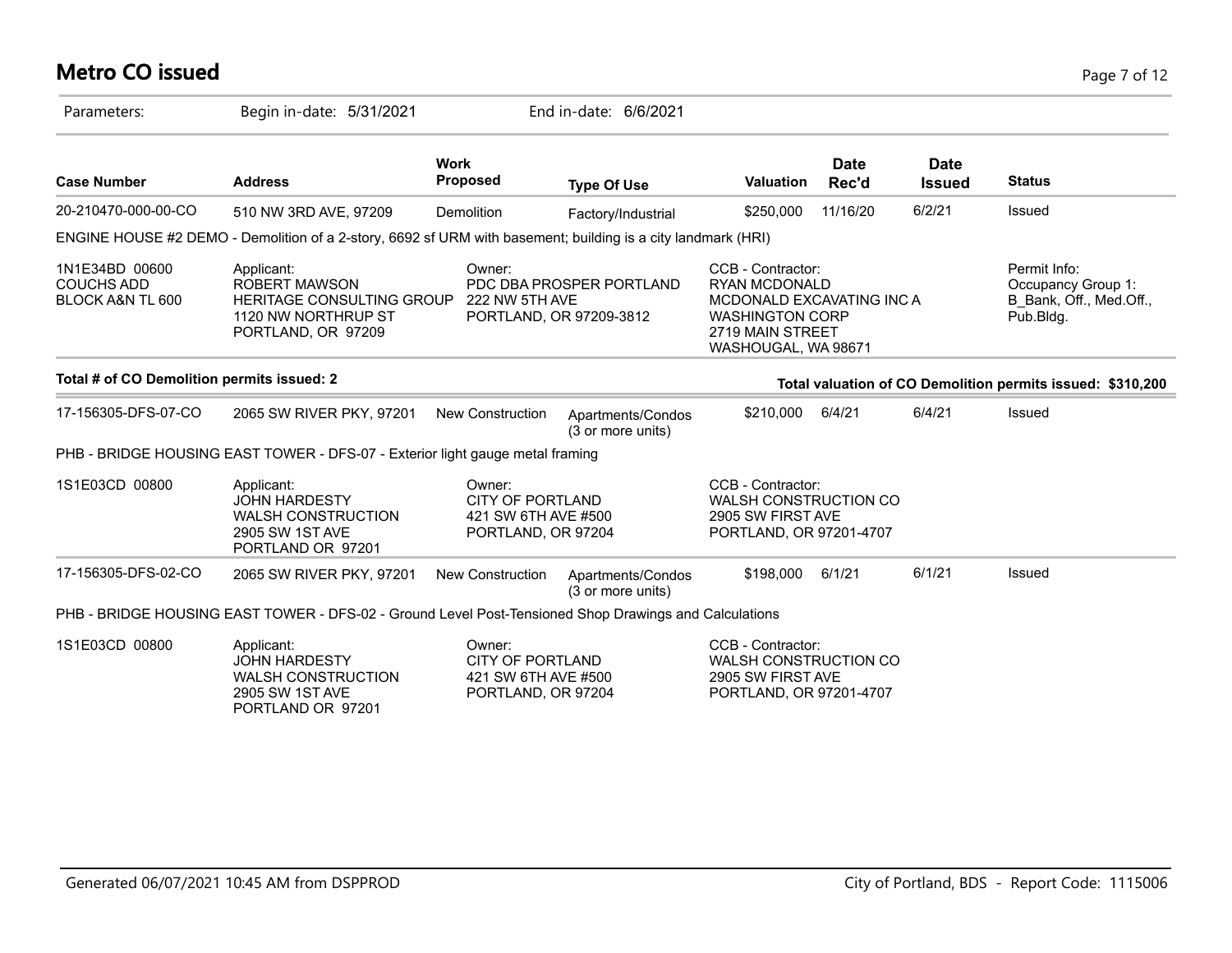# Metro CO issued

Parameters: Begin in-date: 5/31/2021 End in-date: 6/6/2021

| Case Number | Address | Work Proposed | Type Of Use | Valuation | Date Rec'd | Date Issued | Status |
|---|---|---|---|---|---|---|---|
| 20-210470-000-00-CO | 510 NW 3RD AVE, 97209 | Demolition | Factory/Industrial | $250,000 | 11/16/20 | 6/2/21 | Issued |

ENGINE HOUSE #2 DEMO - Demolition of a 2-story, 6692 sf URM with basement; building is a city landmark (HRI)

1N1E34BD 00600
COUCHS ADD
BLOCK A&N TL 600

Applicant:
ROBERT MAWSON
HERITAGE CONSULTING GROUP
1120 NW NORTHRUP ST
PORTLAND, OR 97209

Owner:
PDC DBA PROSPER PORTLAND
222 NW 5TH AVE
PORTLAND, OR 97209-3812

CCB - Contractor:
RYAN MCDONALD
MCDONALD EXCAVATING INC A
WASHINGTON CORP
2719 MAIN STREET
WASHOUGAL, WA 98671

Permit Info:
Occupancy Group 1:
B_Bank, Off., Med.Off., Pub.Bldg.

**Total # of CO Demolition permits issued: 2**

**Total valuation of CO Demolition permits issued: $310,200**

| Case Number | Address | Work Proposed | Type Of Use | Valuation | Date Rec'd | Date Issued | Status |
|---|---|---|---|---|---|---|---|
| 17-156305-DFS-07-CO | 2065 SW RIVER PKY, 97201 | New Construction | Apartments/Condos (3 or more units) | $210,000 | 6/4/21 | 6/4/21 | Issued |

PHB - BRIDGE HOUSING EAST TOWER - DFS-07 - Exterior light gauge metal framing

1S1E03CD 00800

Applicant:
JOHN HARDESTY
WALSH CONSTRUCTION
2905 SW 1ST AVE
PORTLAND OR 97201

Owner:
CITY OF PORTLAND
421 SW 6TH AVE #500
PORTLAND, OR 97204

CCB - Contractor:
WALSH CONSTRUCTION CO
2905 SW FIRST AVE
PORTLAND, OR 97201-4707

| Case Number | Address | Work Proposed | Type Of Use | Valuation | Date Rec'd | Date Issued | Status |
|---|---|---|---|---|---|---|---|
| 17-156305-DFS-02-CO | 2065 SW RIVER PKY, 97201 | New Construction | Apartments/Condos (3 or more units) | $198,000 | 6/1/21 | 6/1/21 | Issued |

PHB - BRIDGE HOUSING EAST TOWER - DFS-02 - Ground Level Post-Tensioned Shop Drawings and Calculations

1S1E03CD 00800

Applicant:
JOHN HARDESTY
WALSH CONSTRUCTION
2905 SW 1ST AVE
PORTLAND OR 97201

Owner:
CITY OF PORTLAND
421 SW 6TH AVE #500
PORTLAND, OR 97204

CCB - Contractor:
WALSH CONSTRUCTION CO
2905 SW FIRST AVE
PORTLAND, OR 97201-4707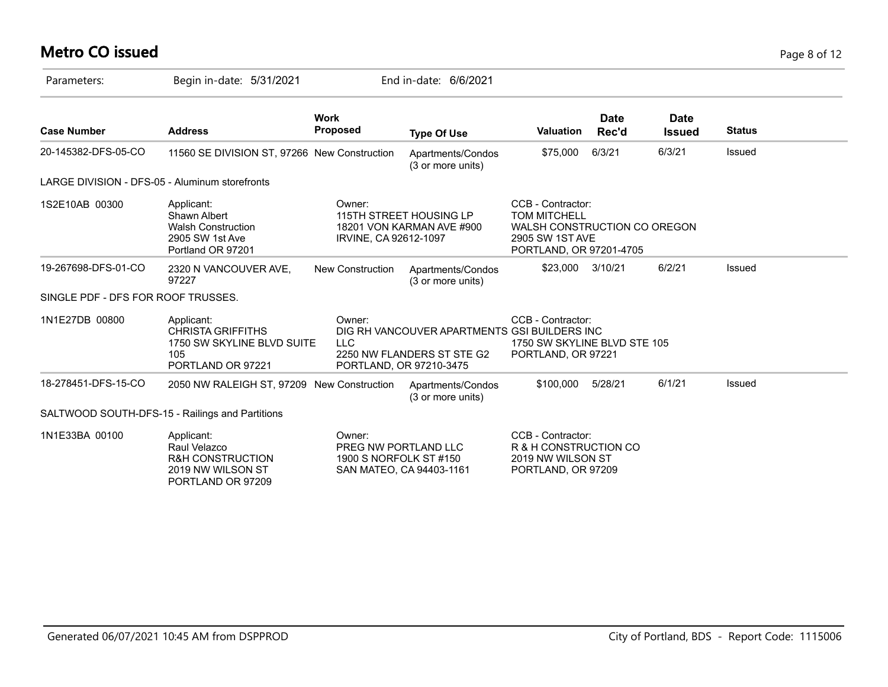# Metro CO issued

Parameters: Begin in-date: 5/31/2021 End in-date: 6/6/2021

| Case Number | Address | Work Proposed | Type Of Use | Valuation | Date Rec'd | Date Issued | Status |
|---|---|---|---|---|---|---|---|
| 20-145382-DFS-05-CO | 11560 SE DIVISION ST, 97266 | New Construction | Apartments/Condos (3 or more units) | $75,000 | 6/3/21 | 6/3/21 | Issued |

LARGE DIVISION - DFS-05 - Aluminum storefronts

| 1S2E10AB 00300 | Applicant: | Owner: | CCB - Contractor: |
|---|---|---|---|
| | Shawn Albert<br>Walsh Construction<br>2905 SW 1st Ave<br>Portland OR 97201 | 115TH STREET HOUSING LP<br>18201 VON KARMAN AVE #900<br>IRVINE, CA 92612-1097 | TOM MITCHELL<br>WALSH CONSTRUCTION CO OREGON<br>2905 SW 1ST AVE<br>PORTLAND, OR 97201-4705 |

| Case Number | Address | Work Proposed | Type Of Use | Valuation | Date Rec'd | Date Issued | Status |
|---|---|---|---|---|---|---|---|
| 19-267698-DFS-01-CO | 2320 N VANCOUVER AVE, 97227 | New Construction | Apartments/Condos (3 or more units) | $23,000 | 3/10/21 | 6/2/21 | Issued |

SINGLE PDF - DFS FOR ROOF TRUSSES.

| 1N1E27DB 00800 | Applicant: | Owner: | CCB - Contractor: |
|---|---|---|---|
| | CHRISTA GRIFFITHS<br>1750 SW SKYLINE BLVD SUITE 105<br>PORTLAND OR 97221 | DIG RH VANCOUVER APARTMENTS LLC<br>2250 NW FLANDERS ST STE G2<br>PORTLAND, OR 97210-3475 | GSI BUILDERS INC<br>1750 SW SKYLINE BLVD STE 105<br>PORTLAND, OR 97221 |

| Case Number | Address | Work Proposed | Type Of Use | Valuation | Date Rec'd | Date Issued | Status |
|---|---|---|---|---|---|---|---|
| 18-278451-DFS-15-CO | 2050 NW RALEIGH ST, 97209 | New Construction | Apartments/Condos (3 or more units) | $100,000 | 5/28/21 | 6/1/21 | Issued |

SALTWOOD SOUTH-DFS-15 - Railings and Partitions

| 1N1E33BA 00100 | Applicant: | Owner: | CCB - Contractor: |
|---|---|---|---|
| | Raul Velazco<br>R&H CONSTRUCTION<br>2019 NW WILSON ST<br>PORTLAND OR 97209 | PREG NW PORTLAND LLC<br>1900 S NORFOLK ST #150<br>SAN MATEO, CA 94403-1161 | R & H CONSTRUCTION CO<br>2019 NW WILSON ST<br>PORTLAND, OR 97209 |

Generated 06/07/2021 10:45 AM from DSPPROD — City of Portland, BDS - Report Code: 1115006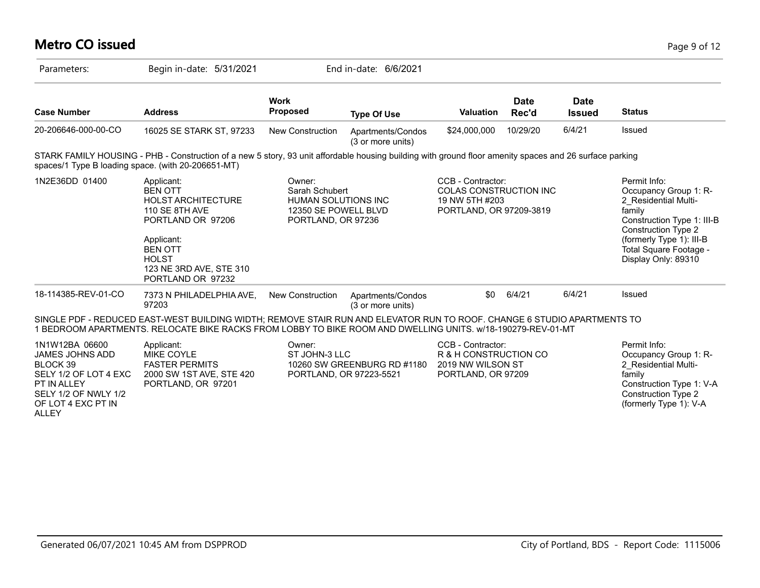# Metro CO issued

Parameters: Begin in-date: 5/31/2021 End in-date: 6/6/2021

| Case Number | Address | Work Proposed | Type Of Use | Valuation | Date Rec'd | Date Issued | Status |
|---|---|---|---|---|---|---|---|
| 20-206646-000-00-CO | 16025 SE STARK ST, 97233 | New Construction | Apartments/Condos (3 or more units) | $24,000,000 | 10/29/20 | 6/4/21 | Issued |

STARK FAMILY HOUSING - PHB - Construction of a new 5 story, 93 unit affordable housing building with ground floor amenity spaces and 26 surface parking spaces/1 Type B loading space. (with 20-206651-MT)

| | | | | |
|---|---|---|---|---|
| 1N2E36DD 01400 | Applicant:<br>BEN OTT<br>HOLST ARCHITECTURE<br>110 SE 8TH AVE<br>PORTLAND OR 97206<br><br>Applicant:<br>BEN OTT<br>HOLST<br>123 NE 3RD AVE, STE 310<br>PORTLAND OR 97232 | Owner:<br>Sarah Schubert<br>HUMAN SOLUTIONS INC<br>12350 SE POWELL BLVD<br>PORTLAND, OR 97236 | CCB - Contractor:<br>COLAS CONSTRUCTION INC<br>19 NW 5TH #203<br>PORTLAND, OR 97209-3819 | Permit Info:<br>Occupancy Group 1: R-2_Residential Multi-family<br>Construction Type 1: III-B<br>Construction Type 2 (formerly Type 1): III-B<br>Total Square Footage - Display Only: 89310 |

| Case Number | Address | Work Proposed | Type Of Use | Valuation | Date Rec'd | Date Issued | Status |
|---|---|---|---|---|---|---|---|
| 18-114385-REV-01-CO | 7373 N PHILADELPHIA AVE, 97203 | New Construction | Apartments/Condos (3 or more units) | $0 | 6/4/21 | 6/4/21 | Issued |

SINGLE PDF - REDUCED EAST-WEST BUILDING WIDTH; REMOVE STAIR RUN AND ELEVATOR RUN TO ROOF. CHANGE 6 STUDIO APARTMENTS TO 1 BEDROOM APARTMENTS. RELOCATE BIKE RACKS FROM LOBBY TO BIKE ROOM AND DWELLING UNITS. w/18-190279-REV-01-MT

| | | | | |
|---|---|---|---|---|
| 1N1W12BA 06600<br>JAMES JOHNS ADD<br>BLOCK 39<br>SELY 1/2 OF LOT 4 EXC PT IN ALLEY<br>SELY 1/2 OF NWLY 1/2 OF LOT 4 EXC PT IN ALLEY | Applicant:<br>MIKE COYLE<br>FASTER PERMITS<br>2000 SW 1ST AVE, STE 420<br>PORTLAND, OR 97201 | Owner:<br>ST JOHN-3 LLC<br>10260 SW GREENBURG RD #1180<br>PORTLAND, OR 97223-5521 | CCB - Contractor:<br>R & H CONSTRUCTION CO<br>2019 NW WILSON ST<br>PORTLAND, OR 97209 | Permit Info:<br>Occupancy Group 1: R-2_Residential Multi-family<br>Construction Type 1: V-A<br>Construction Type 2 (formerly Type 1): V-A |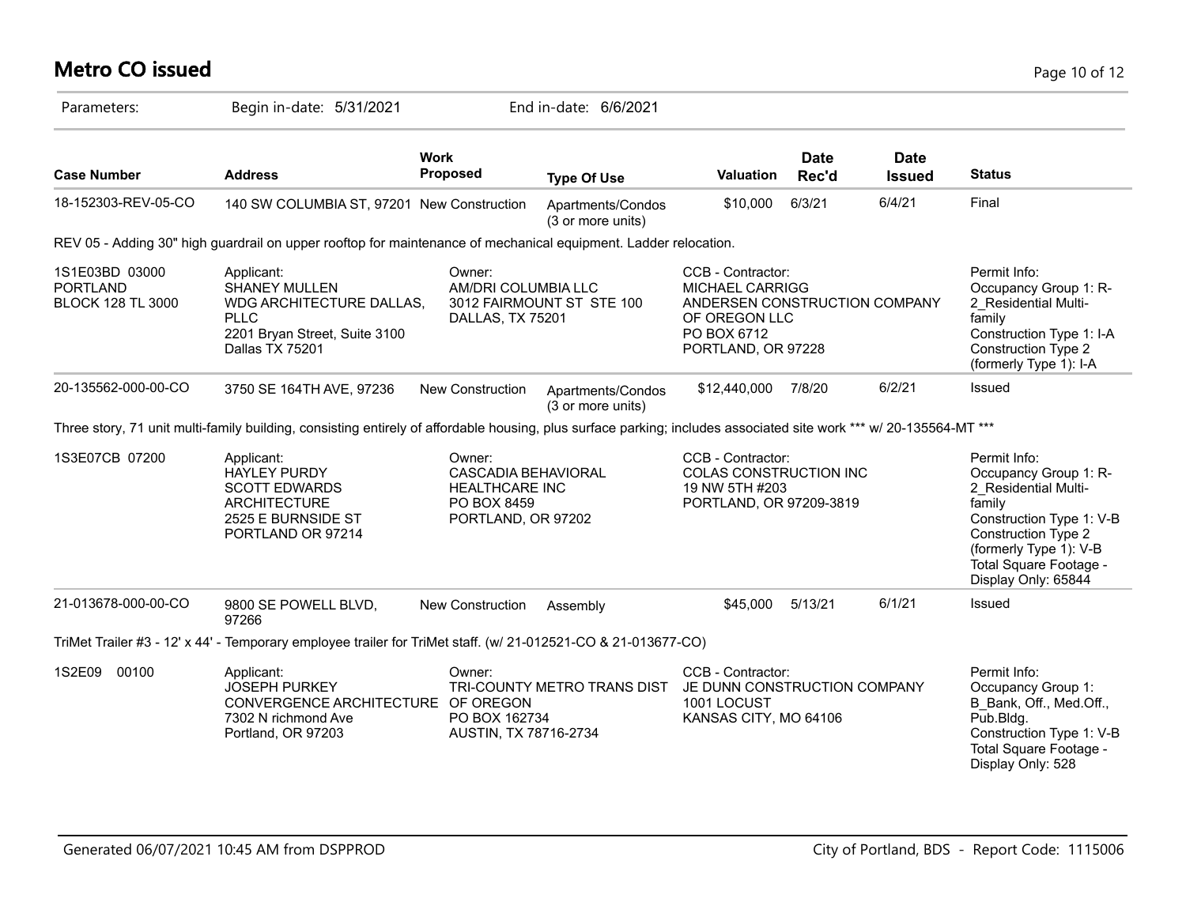# Metro CO issued

Parameters: Begin in-date: 5/31/2021 End in-date: 6/6/2021

| Case Number | Address | Work Proposed | Type Of Use | Valuation | Date Rec'd | Date Issued | Status |
|---|---|---|---|---|---|---|---|
| 18-152303-REV-05-CO | 140 SW COLUMBIA ST, 97201 | New Construction | Apartments/Condos (3 or more units) | $10,000 | 6/3/21 | 6/4/21 | Final |

REV 05 - Adding 30" high guardrail on upper rooftop for maintenance of mechanical equipment. Ladder relocation.

| | Applicant | Owner | CCB - Contractor | Permit Info |
|---|---|---|---|---|
| 1S1E03BD 03000 PORTLAND BLOCK 128 TL 3000 | SHANEY MULLEN WDG ARCHITECTURE DALLAS, PLLC 2201 Bryan Street, Suite 3100 Dallas TX 75201 | AM/DRI COLUMBIA LLC 3012 FAIRMOUNT ST STE 100 DALLAS, TX 75201 | MICHAEL CARRIGG ANDERSEN CONSTRUCTION COMPANY OF OREGON LLC PO BOX 6712 PORTLAND, OR 97228 | Occupancy Group 1: R-2_Residential Multi-family; Construction Type 1: I-A; Construction Type 2 (formerly Type 1): I-A |

| Case Number | Address | Work Proposed | Type Of Use | Valuation | Date Rec'd | Date Issued | Status |
|---|---|---|---|---|---|---|---|
| 20-135562-000-00-CO | 3750 SE 164TH AVE, 97236 | New Construction | Apartments/Condos (3 or more units) | $12,440,000 | 7/8/20 | 6/2/21 | Issued |

Three story, 71 unit multi-family building, consisting entirely of affordable housing, plus surface parking; includes associated site work *** w/ 20-135564-MT ***

| | Applicant | Owner | CCB - Contractor | Permit Info |
|---|---|---|---|---|
| 1S3E07CB 07200 | HAYLEY PURDY SCOTT EDWARDS ARCHITECTURE 2525 E BURNSIDE ST PORTLAND OR 97214 | CASCADIA BEHAVIORAL HEALTHCARE INC PO BOX 8459 PORTLAND, OR 97202 | COLAS CONSTRUCTION INC 19 NW 5TH #203 PORTLAND, OR 97209-3819 | Occupancy Group 1: R-2_Residential Multi-family; Construction Type 1: V-B; Construction Type 2 (formerly Type 1): V-B; Total Square Footage - Display Only: 65844 |

| Case Number | Address | Work Proposed | Type Of Use | Valuation | Date Rec'd | Date Issued | Status |
|---|---|---|---|---|---|---|---|
| 21-013678-000-00-CO | 9800 SE POWELL BLVD, 97266 | New Construction | Assembly | $45,000 | 5/13/21 | 6/1/21 | Issued |

TriMet Trailer #3 - 12' x 44' - Temporary employee trailer for TriMet staff. (w/ 21-012521-CO & 21-013677-CO)

| | Applicant | Owner | CCB - Contractor | Permit Info |
|---|---|---|---|---|
| 1S2E09 00100 | JOSEPH PURKEY CONVERGENCE ARCHITECTURE 7302 N richmond Ave Portland, OR 97203 | TRI-COUNTY METRO TRANS DIST OF OREGON PO BOX 162734 AUSTIN, TX 78716-2734 | JE DUNN CONSTRUCTION COMPANY 1001 LOCUST KANSAS CITY, MO 64106 | Occupancy Group 1: B_Bank, Off., Med.Off., Pub.Bldg.; Construction Type 1: V-B; Total Square Footage - Display Only: 528 |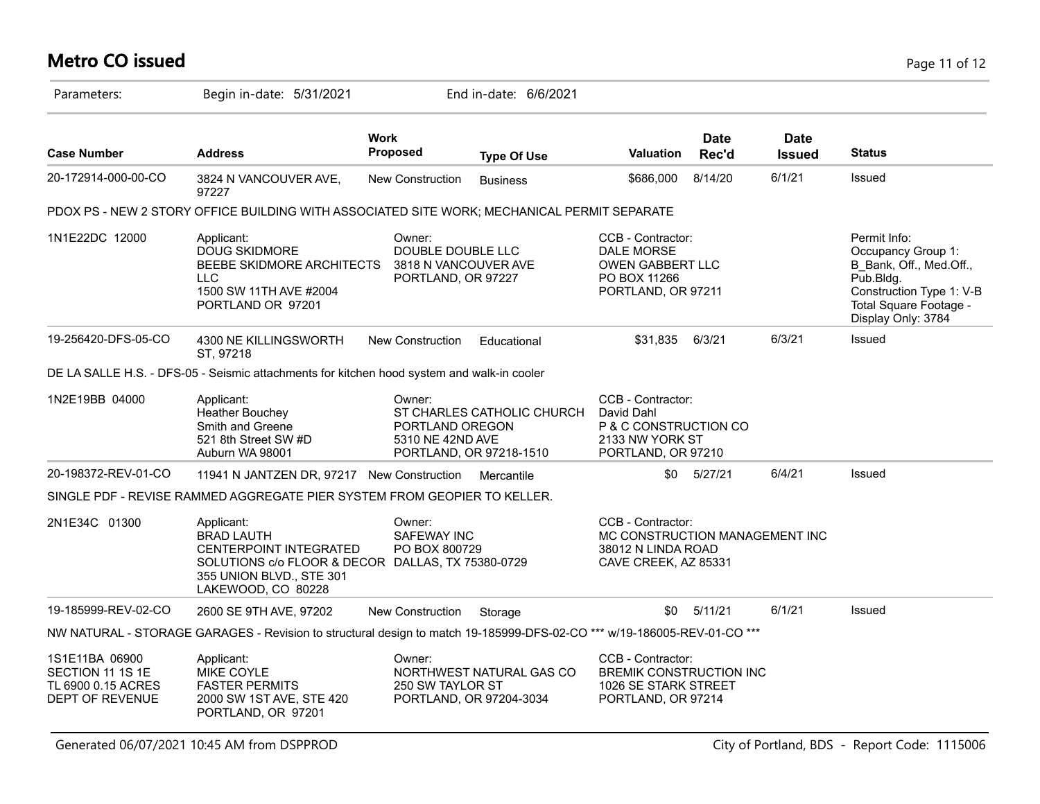# Metro CO issued

Parameters: Begin in-date: 5/31/2021 End in-date: 6/6/2021

| Case Number | Address | Work Proposed | Type Of Use | Valuation | Date Rec'd | Date Issued | Status |
|---|---|---|---|---|---|---|---|
| 20-172914-000-00-CO | 3824 N VANCOUVER AVE, 97227 | New Construction | Business | $686,000 | 8/14/20 | 6/1/21 | Issued |

PDOX PS - NEW 2 STORY OFFICE BUILDING WITH ASSOCIATED SITE WORK; MECHANICAL PERMIT SEPARATE

| | Applicant | Owner | CCB - Contractor | Permit Info |
|---|---|---|---|---|
| 1N1E22DC 12000 | DOUG SKIDMORE<br>BEEBE SKIDMORE ARCHITECTS LLC<br>1500 SW 11TH AVE #2004<br>PORTLAND OR 97201 | DOUBLE DOUBLE LLC<br>3818 N VANCOUVER AVE<br>PORTLAND, OR 97227 | DALE MORSE<br>OWEN GABBERT LLC<br>PO BOX 11266<br>PORTLAND, OR 97211 | Occupancy Group 1: B_Bank, Off., Med.Off., Pub.Bldg.<br>Construction Type 1: V-B<br>Total Square Footage - Display Only: 3784 |

| Case Number | Address | Work Proposed | Type Of Use | Valuation | Date Rec'd | Date Issued | Status |
|---|---|---|---|---|---|---|---|
| 19-256420-DFS-05-CO | 4300 NE KILLINGSWORTH ST, 97218 | New Construction | Educational | $31,835 | 6/3/21 | 6/3/21 | Issued |

DE LA SALLE H.S. - DFS-05 - Seismic attachments for kitchen hood system and walk-in cooler

| | Applicant | Owner | CCB - Contractor |
|---|---|---|---|
| 1N2E19BB 04000 | Heather Bouchey<br>Smith and Greene<br>521 8th Street SW #D<br>Auburn WA 98001 | ST CHARLES CATHOLIC CHURCH PORTLAND OREGON<br>5310 NE 42ND AVE<br>PORTLAND, OR 97218-1510 | David Dahl<br>P & C CONSTRUCTION CO<br>2133 NW YORK ST<br>PORTLAND, OR 97210 |

| Case Number | Address | Work Proposed | Type Of Use | Valuation | Date Rec'd | Date Issued | Status |
|---|---|---|---|---|---|---|---|
| 20-198372-REV-01-CO | 11941 N JANTZEN DR, 97217 | New Construction | Mercantile | $0 | 5/27/21 | 6/4/21 | Issued |

SINGLE PDF - REVISE RAMMED AGGREGATE PIER SYSTEM FROM GEOPIER TO KELLER.

| | Applicant | Owner | CCB - Contractor |
|---|---|---|---|
| 2N1E34C 01300 | BRAD LAUTH<br>CENTERPOINT INTEGRATED SOLUTIONS c/o FLOOR & DECOR<br>355 UNION BLVD., STE 301<br>LAKEWOOD, CO 80228 | SAFEWAY INC<br>PO BOX 800729<br>DALLAS, TX 75380-0729 | MC CONSTRUCTION MANAGEMENT INC<br>38012 N LINDA ROAD<br>CAVE CREEK, AZ 85331 |

| Case Number | Address | Work Proposed | Type Of Use | Valuation | Date Rec'd | Date Issued | Status |
|---|---|---|---|---|---|---|---|
| 19-185999-REV-02-CO | 2600 SE 9TH AVE, 97202 | New Construction | Storage | $0 | 5/11/21 | 6/1/21 | Issued |

NW NATURAL - STORAGE GARAGES - Revision to structural design to match 19-185999-DFS-02-CO *** w/19-186005-REV-01-CO ***

| | Applicant | Owner | CCB - Contractor |
|---|---|---|---|
| 1S1E11BA 06900<br>SECTION 11 1S 1E<br>TL 6900 0.15 ACRES<br>DEPT OF REVENUE | MIKE COYLE<br>FASTER PERMITS<br>2000 SW 1ST AVE, STE 420<br>PORTLAND, OR 97201 | NORTHWEST NATURAL GAS CO<br>250 SW TAYLOR ST<br>PORTLAND, OR 97204-3034 | BREMIK CONSTRUCTION INC<br>1026 SE STARK STREET<br>PORTLAND, OR 97214 |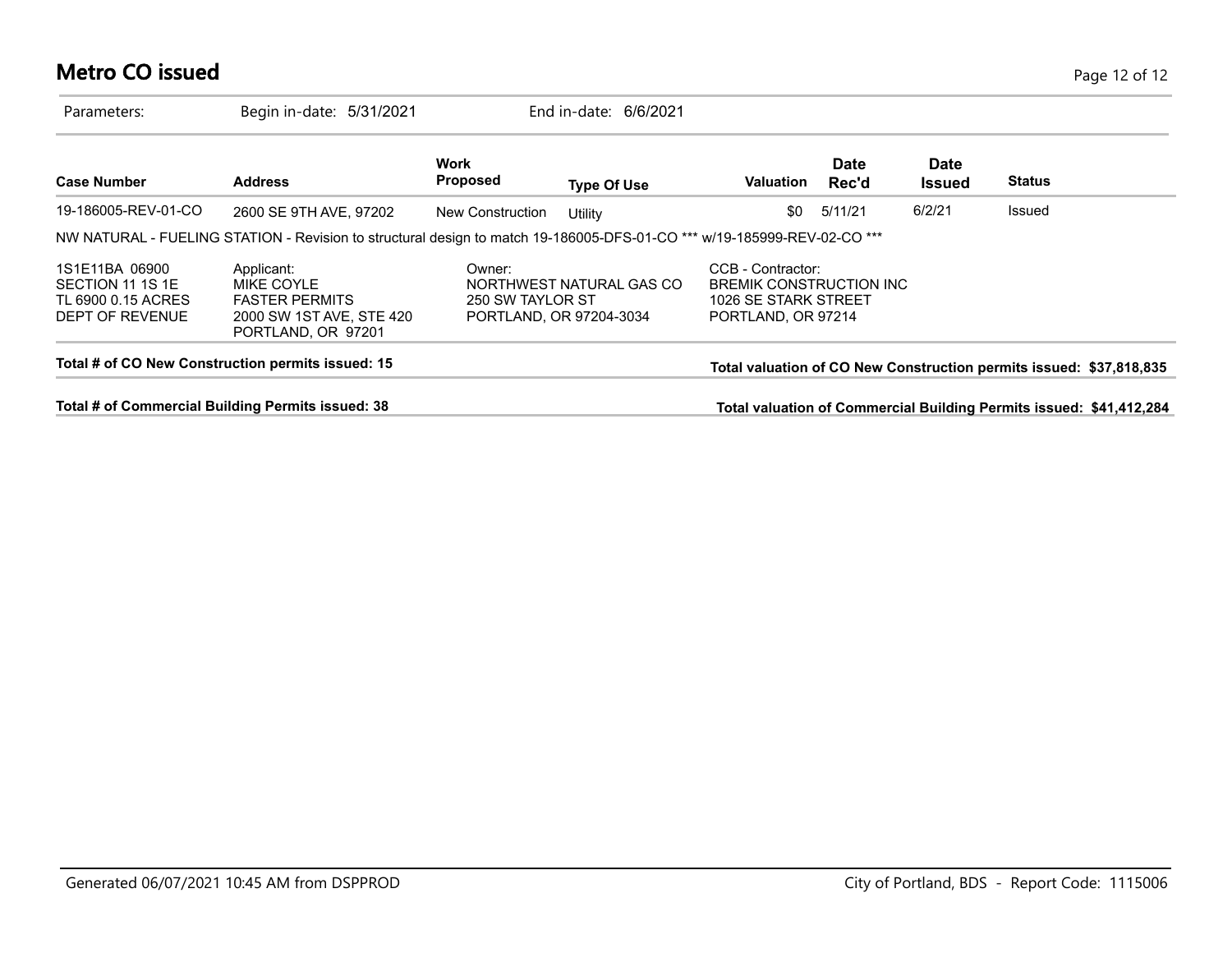# Metro CO issued

Parameters: Begin in-date: 5/31/2021 End in-date: 6/6/2021

| Case Number | Address | Work Proposed | Type Of Use | Valuation | Date Rec'd | Date Issued | Status |
|---|---|---|---|---|---|---|---|
| 19-186005-REV-01-CO | 2600 SE 9TH AVE, 97202 | New Construction | Utility | $0 | 5/11/21 | 6/2/21 | Issued |

NW NATURAL - FUELING STATION - Revision to structural design to match 19-186005-DFS-01-CO *** w/19-185999-REV-02-CO ***

| | | | |
|---|---|---|---|
| 1S1E11BA 06900<br>SECTION 11 1S 1E<br>TL 6900 0.15 ACRES<br>DEPT OF REVENUE | Applicant:<br>MIKE COYLE<br>FASTER PERMITS<br>2000 SW 1ST AVE, STE 420<br>PORTLAND, OR 97201 | Owner:<br>NORTHWEST NATURAL GAS CO<br>250 SW TAYLOR ST<br>PORTLAND, OR 97204-3034 | CCB - Contractor:<br>BREMIK CONSTRUCTION INC<br>1026 SE STARK STREET<br>PORTLAND, OR 97214 |

**Total # of CO New Construction permits issued: 15**

**Total valuation of CO New Construction permits issued: $37,818,835**

**Total # of Commercial Building Permits issued: 38**

**Total valuation of Commercial Building Permits issued: $41,412,284**

Generated 06/07/2021 10:45 AM from DSPPROD

City of Portland, BDS - Report Code: 1115006